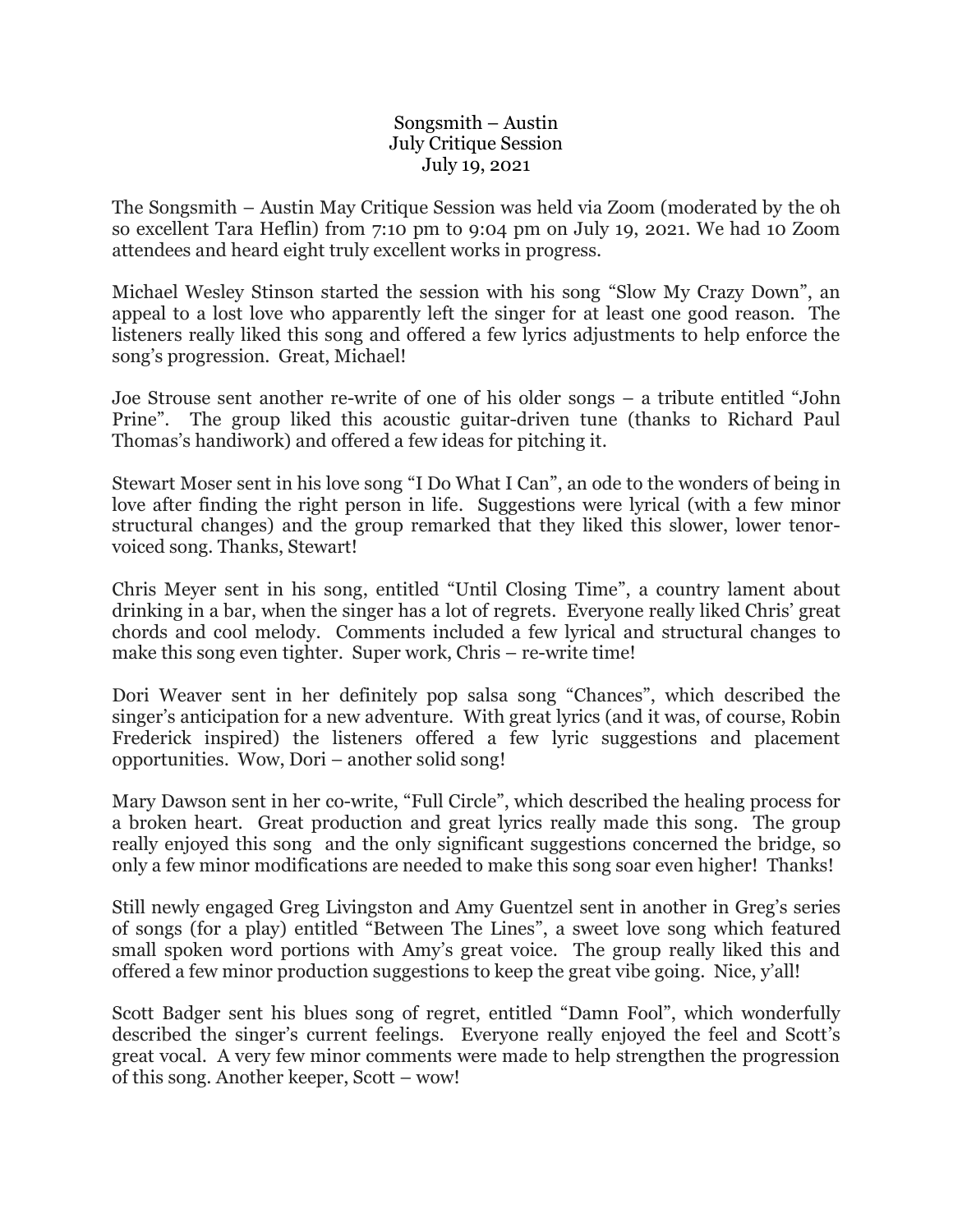# Songsmith – Austin
## July Critique Session
### July 19, 2021

The Songsmith – Austin May Critique Session was held via Zoom (moderated by the oh so excellent Tara Heflin) from 7:10 pm to 9:04 pm on July 19, 2021. We had 10 Zoom attendees and heard eight truly excellent works in progress.

Michael Wesley Stinson started the session with his song "Slow My Crazy Down", an appeal to a lost love who apparently left the singer for at least one good reason. The listeners really liked this song and offered a few lyrics adjustments to help enforce the song's progression. Great, Michael!

Joe Strouse sent another re-write of one of his older songs – a tribute entitled "John Prine". The group liked this acoustic guitar-driven tune (thanks to Richard Paul Thomas's handiwork) and offered a few ideas for pitching it.

Stewart Moser sent in his love song "I Do What I Can", an ode to the wonders of being in love after finding the right person in life. Suggestions were lyrical (with a few minor structural changes) and the group remarked that they liked this slower, lower tenor-voiced song. Thanks, Stewart!

Chris Meyer sent in his song, entitled "Until Closing Time", a country lament about drinking in a bar, when the singer has a lot of regrets. Everyone really liked Chris' great chords and cool melody. Comments included a few lyrical and structural changes to make this song even tighter. Super work, Chris – re-write time!

Dori Weaver sent in her definitely pop salsa song "Chances", which described the singer's anticipation for a new adventure. With great lyrics (and it was, of course, Robin Frederick inspired) the listeners offered a few lyric suggestions and placement opportunities. Wow, Dori – another solid song!

Mary Dawson sent in her co-write, "Full Circle", which described the healing process for a broken heart. Great production and great lyrics really made this song. The group really enjoyed this song and the only significant suggestions concerned the bridge, so only a few minor modifications are needed to make this song soar even higher! Thanks!

Still newly engaged Greg Livingston and Amy Guentzel sent in another in Greg's series of songs (for a play) entitled "Between The Lines", a sweet love song which featured small spoken word portions with Amy's great voice. The group really liked this and offered a few minor production suggestions to keep the great vibe going. Nice, y'all!

Scott Badger sent his blues song of regret, entitled "Damn Fool", which wonderfully described the singer's current feelings. Everyone really enjoyed the feel and Scott's great vocal. A very few minor comments were made to help strengthen the progression of this song. Another keeper, Scott – wow!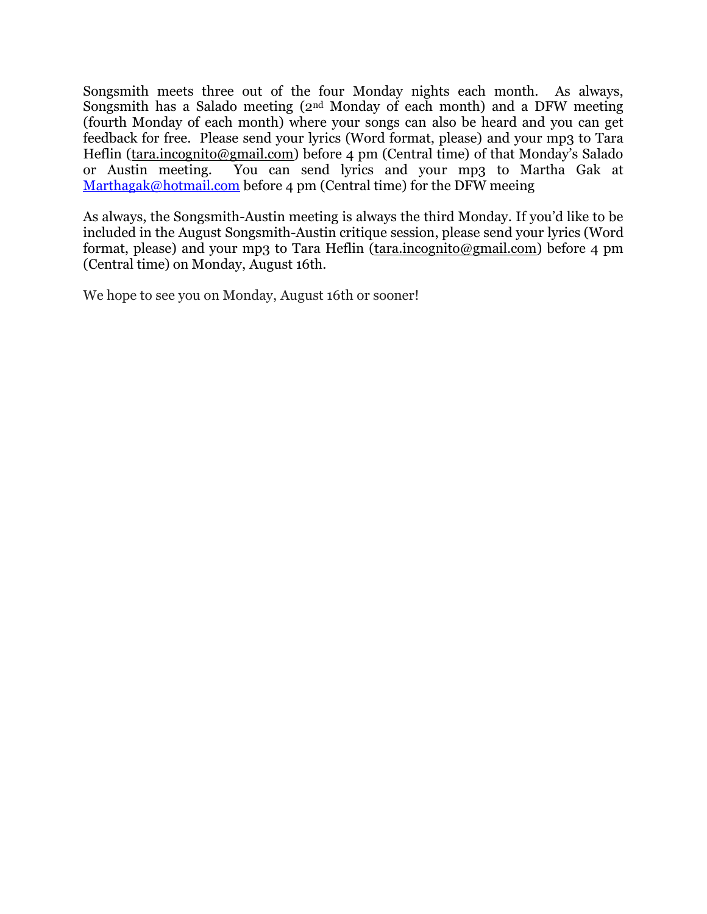Songsmith meets three out of the four Monday nights each month. As always, Songsmith has a Salado meeting (2nd Monday of each month) and a DFW meeting (fourth Monday of each month) where your songs can also be heard and you can get feedback for free. Please send your lyrics (Word format, please) and your mp3 to Tara Heflin (tara.incognito@gmail.com) before 4 pm (Central time) of that Monday's Salado or Austin meeting. You can send lyrics and your mp3 to Martha Gak at Marthagak@hotmail.com before 4 pm (Central time) for the DFW meeing

As always, the Songsmith-Austin meeting is always the third Monday. If you'd like to be included in the August Songsmith-Austin critique session, please send your lyrics (Word format, please) and your mp3 to Tara Heflin (tara.incognito@gmail.com) before 4 pm (Central time) on Monday, August 16th.

We hope to see you on Monday, August 16th or sooner!